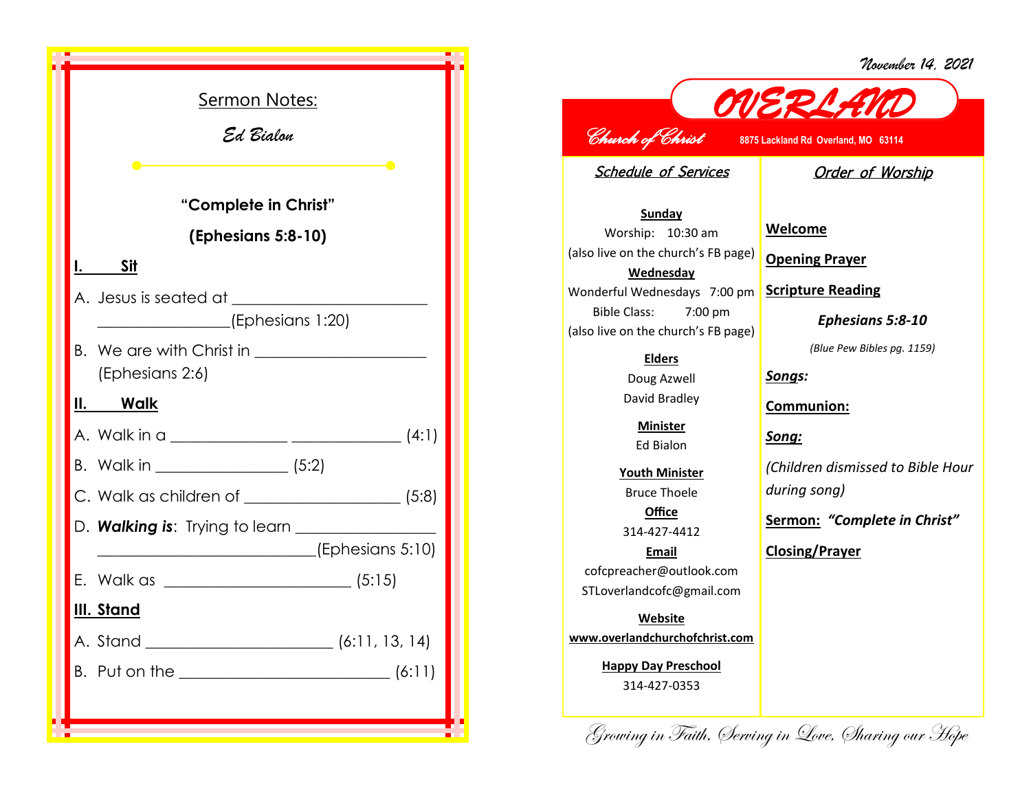## Sermon Notes:

*Ed Bialon*

**"Complete in Christ"**

**(Ephesians 5:8-10)**

**I. Sit**

A. Jesus is seated at ________________________ ________________(Ephesians 1:20)

B. We are with Christ in _____________________ (Ephesians 2:6)

**II. Walk**

A. Walk in a ______________ _____________ (4:1)

B. Walk in ________________ (5:2)

C. Walk as children of ___________________ (5:8)

D. ***Walking is***: Trying to learn ________________ _________________________(Ephesians 5:10)

E. Walk as ______________________ (5:15)

**III. Stand**

A. Stand ______________________ (6:11, 13, 14)

B. Put on the _________________________ (6:11)

*November 14, 2021*

# OVERLAND

*Church of Christ* **8875 Lackland Rd Overland, MO 63114**

## Schedule of Services

**Sunday**
Worship: 10:30 am
(also live on the church's FB page)

**Wednesday**
Wonderful Wednesdays 7:00 pm
Bible Class: 7:00 pm
(also live on the church's FB page)

**Elders**
Doug Azwell
David Bradley

**Minister**
Ed Bialon

**Youth Minister**
Bruce Thoele

**Office**
314-427-4412

**Email**
cofcpreacher@outlook.com
STLoverlandcofc@gmail.com

**Website**
**www.overlandchurchofchrist.com**

**Happy Day Preschool**
314-427-0353

## Order of Worship

**Welcome**

**Opening Prayer**

**Scripture Reading**

***Ephesians 5:8-10***

*(Blue Pew Bibles pg. 1159)*

***Songs:***

**Communion:**

***Song:***

*(Children dismissed to Bible Hour during song)*

**Sermon:** ***"Complete in Christ"***

**Closing/Prayer**

*Growing in Faith, Serving in Love, Sharing our Hope*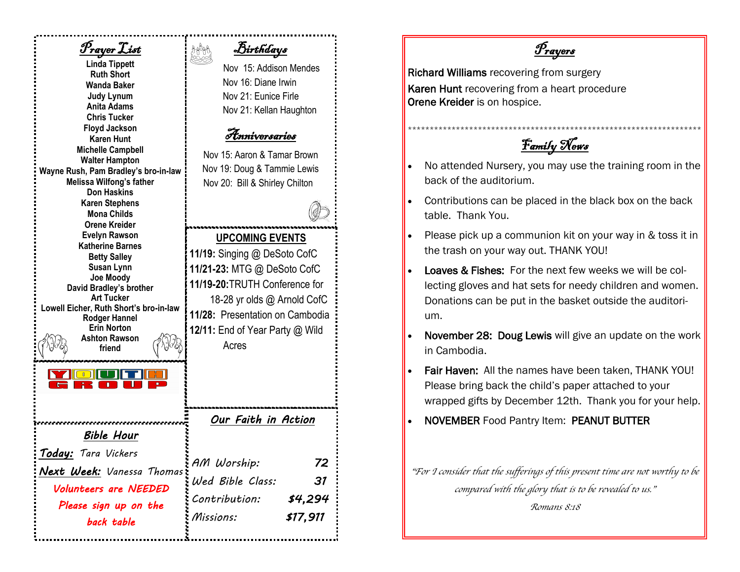## Prayer List

**Linda Tippett**
**Ruth Short**
**Wanda Baker**
**Judy Lynum**
**Anita Adams**
**Chris Tucker**
**Floyd Jackson**
**Karen Hunt**
**Michelle Campbell**
**Walter Hampton**
**Wayne Rush, Pam Bradley's bro-in-law**
**Melissa Wilfong's father**
**Don Haskins**
**Karen Stephens**
**Mona Childs**
**Orene Kreider**
**Evelyn Rawson**
**Katherine Barnes**
**Betty Salley**
**Susan Lynn**
**Joe Moody**
**David Bradley's brother**
**Art Tucker**
**Lowell Eicher, Ruth Short's bro-in-law**
**Rodger Hannel**
**Erin Norton**
**Ashton Rawson**
**friend**

## Birthdays

Nov 15: Addison Mendes
Nov 16: Diane Irwin
Nov 21: Eunice Firle
Nov 21: Kellan Haughton

## Anniversaries

Nov 15: Aaron & Tamar Brown
Nov 19: Doug & Tammie Lewis
Nov 20: Bill & Shirley Chilton

## UPCOMING EVENTS

**11/19:** Singing @ DeSoto CofC
**11/21-23:** MTG @ DeSoto CofC
**11/19-20:** TRUTH Conference for 18-28 yr olds @ Arnold CofC
**11/28:** Presentation on Cambodia
**12/11:** End of Year Party @ Wild Acres

## YOUTH GROUP

## Bible Hour

***Today:*** *Tara Vickers*

***Next Week:*** *Vanessa Thomas*

*Volunteers are NEEDED*
*Please sign up on the back table*

## Our Faith in Action

| | |
|---|---|
| *AM Worship:* | *72* |
| *Wed Bible Class:* | *31* |
| *Contribution:* | *$4,294* |
| *Missions:* | *$17,911* |

## Prayers

Richard Williams recovering from surgery
Karen Hunt recovering from a heart procedure
Orene Kreider is on hospice.

*********************************************************************

## Family News

- No attended Nursery, you may use the training room in the back of the auditorium.
- Contributions can be placed in the black box on the back table. Thank You.
- Please pick up a communion kit on your way in & toss it in the trash on your way out. THANK YOU!
- Loaves & Fishes: For the next few weeks we will be collecting gloves and hat sets for needy children and women. Donations can be put in the basket outside the auditorium.
- November 28: Doug Lewis will give an update on the work in Cambodia.
- Fair Haven: All the names have been taken, THANK YOU! Please bring back the child's paper attached to your wrapped gifts by December 12th. Thank you for your help.
- NOVEMBER Food Pantry Item: PEANUT BUTTER

*"For I consider that the sufferings of this present time are not worthy to be compared with the glory that is to be revealed to us."*
*Romans 8:18*